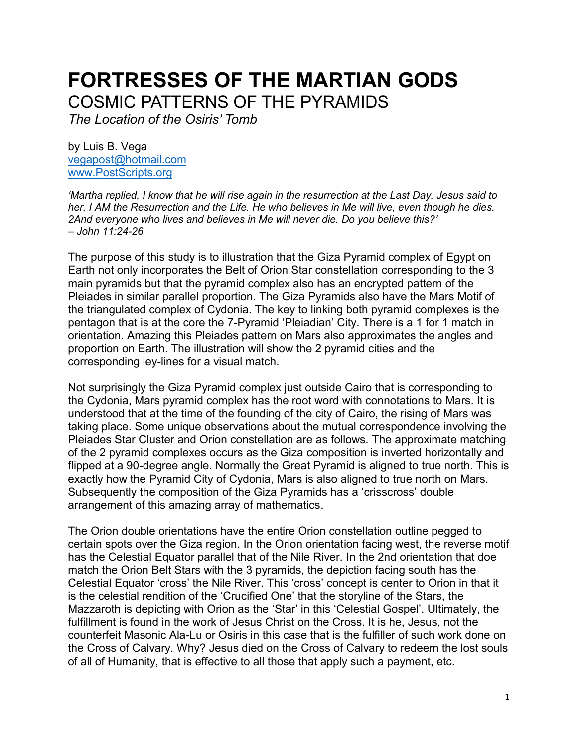# FORTRESSES OF THE MARTIAN GODS

## COSMIC PATTERNS OF THE PYRAMIDS

*The Location of the Osiris' Tomb*

by Luis B. Vega
vegapost@hotmail.com
www.PostScripts.org

*'Martha replied, I know that he will rise again in the resurrection at the Last Day. Jesus said to her, I AM the Resurrection and the Life. He who believes in Me will live, even though he dies. 2And everyone who lives and believes in Me will never die. Do you believe this?'*
*– John 11:24-26*

The purpose of this study is to illustration that the Giza Pyramid complex of Egypt on Earth not only incorporates the Belt of Orion Star constellation corresponding to the 3 main pyramids but that the pyramid complex also has an encrypted pattern of the Pleiades in similar parallel proportion. The Giza Pyramids also have the Mars Motif of the triangulated complex of Cydonia. The key to linking both pyramid complexes is the pentagon that is at the core the 7-Pyramid 'Pleiadian' City. There is a 1 for 1 match in orientation. Amazing this Pleiades pattern on Mars also approximates the angles and proportion on Earth. The illustration will show the 2 pyramid cities and the corresponding ley-lines for a visual match.

Not surprisingly the Giza Pyramid complex just outside Cairo that is corresponding to the Cydonia, Mars pyramid complex has the root word with connotations to Mars. It is understood that at the time of the founding of the city of Cairo, the rising of Mars was taking place. Some unique observations about the mutual correspondence involving the Pleiades Star Cluster and Orion constellation are as follows. The approximate matching of the 2 pyramid complexes occurs as the Giza composition is inverted horizontally and flipped at a 90-degree angle. Normally the Great Pyramid is aligned to true north. This is exactly how the Pyramid City of Cydonia, Mars is also aligned to true north on Mars. Subsequently the composition of the Giza Pyramids has a 'crisscross' double arrangement of this amazing array of mathematics.

The Orion double orientations have the entire Orion constellation outline pegged to certain spots over the Giza region. In the Orion orientation facing west, the reverse motif has the Celestial Equator parallel that of the Nile River. In the 2nd orientation that doe match the Orion Belt Stars with the 3 pyramids, the depiction facing south has the Celestial Equator 'cross' the Nile River. This 'cross' concept is center to Orion in that it is the celestial rendition of the 'Crucified One' that the storyline of the Stars, the Mazzaroth is depicting with Orion as the 'Star' in this 'Celestial Gospel'. Ultimately, the fulfillment is found in the work of Jesus Christ on the Cross. It is he, Jesus, not the counterfeit Masonic Ala-Lu or Osiris in this case that is the fulfiller of such work done on the Cross of Calvary. Why? Jesus died on the Cross of Calvary to redeem the lost souls of all of Humanity, that is effective to all those that apply such a payment, etc.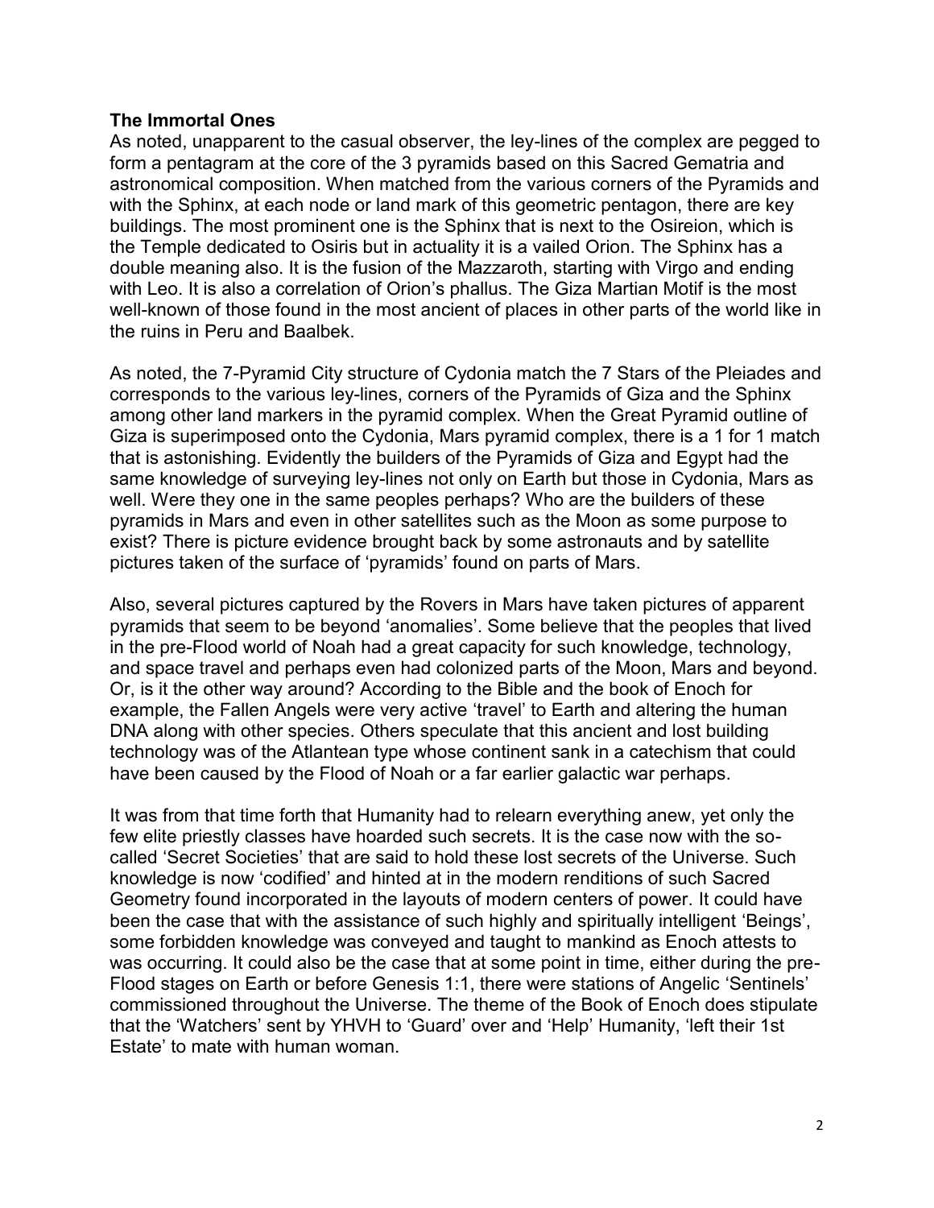**The Immortal Ones**

As noted, unapparent to the casual observer, the ley-lines of the complex are pegged to form a pentagram at the core of the 3 pyramids based on this Sacred Gematria and astronomical composition. When matched from the various corners of the Pyramids and with the Sphinx, at each node or land mark of this geometric pentagon, there are key buildings. The most prominent one is the Sphinx that is next to the Osireion, which is the Temple dedicated to Osiris but in actuality it is a vailed Orion. The Sphinx has a double meaning also. It is the fusion of the Mazzaroth, starting with Virgo and ending with Leo. It is also a correlation of Orion's phallus. The Giza Martian Motif is the most well-known of those found in the most ancient of places in other parts of the world like in the ruins in Peru and Baalbek.

As noted, the 7-Pyramid City structure of Cydonia match the 7 Stars of the Pleiades and corresponds to the various ley-lines, corners of the Pyramids of Giza and the Sphinx among other land markers in the pyramid complex. When the Great Pyramid outline of Giza is superimposed onto the Cydonia, Mars pyramid complex, there is a 1 for 1 match that is astonishing. Evidently the builders of the Pyramids of Giza and Egypt had the same knowledge of surveying ley-lines not only on Earth but those in Cydonia, Mars as well. Were they one in the same peoples perhaps? Who are the builders of these pyramids in Mars and even in other satellites such as the Moon as some purpose to exist? There is picture evidence brought back by some astronauts and by satellite pictures taken of the surface of 'pyramids' found on parts of Mars.

Also, several pictures captured by the Rovers in Mars have taken pictures of apparent pyramids that seem to be beyond 'anomalies'. Some believe that the peoples that lived in the pre-Flood world of Noah had a great capacity for such knowledge, technology, and space travel and perhaps even had colonized parts of the Moon, Mars and beyond. Or, is it the other way around? According to the Bible and the book of Enoch for example, the Fallen Angels were very active 'travel' to Earth and altering the human DNA along with other species. Others speculate that this ancient and lost building technology was of the Atlantean type whose continent sank in a catechism that could have been caused by the Flood of Noah or a far earlier galactic war perhaps.

It was from that time forth that Humanity had to relearn everything anew, yet only the few elite priestly classes have hoarded such secrets. It is the case now with the so-called 'Secret Societies' that are said to hold these lost secrets of the Universe. Such knowledge is now 'codified' and hinted at in the modern renditions of such Sacred Geometry found incorporated in the layouts of modern centers of power. It could have been the case that with the assistance of such highly and spiritually intelligent 'Beings', some forbidden knowledge was conveyed and taught to mankind as Enoch attests to was occurring. It could also be the case that at some point in time, either during the pre-Flood stages on Earth or before Genesis 1:1, there were stations of Angelic 'Sentinels' commissioned throughout the Universe. The theme of the Book of Enoch does stipulate that the 'Watchers' sent by YHVH to 'Guard' over and 'Help' Humanity, 'left their 1st Estate' to mate with human woman.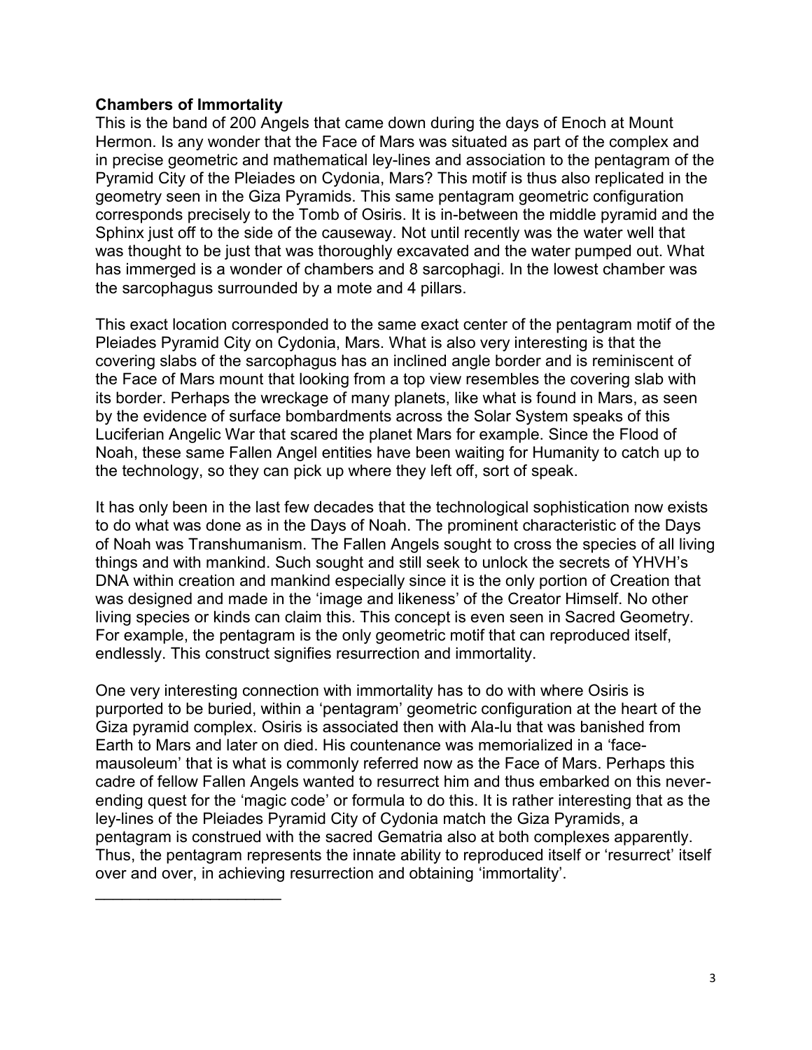**Chambers of Immortality**

This is the band of 200 Angels that came down during the days of Enoch at Mount Hermon. Is any wonder that the Face of Mars was situated as part of the complex and in precise geometric and mathematical ley-lines and association to the pentagram of the Pyramid City of the Pleiades on Cydonia, Mars? This motif is thus also replicated in the geometry seen in the Giza Pyramids. This same pentagram geometric configuration corresponds precisely to the Tomb of Osiris. It is in-between the middle pyramid and the Sphinx just off to the side of the causeway. Not until recently was the water well that was thought to be just that was thoroughly excavated and the water pumped out. What has immerged is a wonder of chambers and 8 sarcophagi. In the lowest chamber was the sarcophagus surrounded by a mote and 4 pillars.

This exact location corresponded to the same exact center of the pentagram motif of the Pleiades Pyramid City on Cydonia, Mars. What is also very interesting is that the covering slabs of the sarcophagus has an inclined angle border and is reminiscent of the Face of Mars mount that looking from a top view resembles the covering slab with its border. Perhaps the wreckage of many planets, like what is found in Mars, as seen by the evidence of surface bombardments across the Solar System speaks of this Luciferian Angelic War that scared the planet Mars for example. Since the Flood of Noah, these same Fallen Angel entities have been waiting for Humanity to catch up to the technology, so they can pick up where they left off, sort of speak.

It has only been in the last few decades that the technological sophistication now exists to do what was done as in the Days of Noah. The prominent characteristic of the Days of Noah was Transhumanism. The Fallen Angels sought to cross the species of all living things and with mankind. Such sought and still seek to unlock the secrets of YHVH's DNA within creation and mankind especially since it is the only portion of Creation that was designed and made in the 'image and likeness' of the Creator Himself. No other living species or kinds can claim this. This concept is even seen in Sacred Geometry. For example, the pentagram is the only geometric motif that can reproduced itself, endlessly. This construct signifies resurrection and immortality.

One very interesting connection with immortality has to do with where Osiris is purported to be buried, within a 'pentagram' geometric configuration at the heart of the Giza pyramid complex. Osiris is associated then with Ala-lu that was banished from Earth to Mars and later on died. His countenance was memorialized in a 'face-mausoleum' that is what is commonly referred now as the Face of Mars. Perhaps this cadre of fellow Fallen Angels wanted to resurrect him and thus embarked on this never-ending quest for the 'magic code' or formula to do this. It is rather interesting that as the ley-lines of the Pleiades Pyramid City of Cydonia match the Giza Pyramids, a pentagram is construed with the sacred Gematria also at both complexes apparently. Thus, the pentagram represents the innate ability to reproduced itself or 'resurrect' itself over and over, in achieving resurrection and obtaining 'immortality'.

---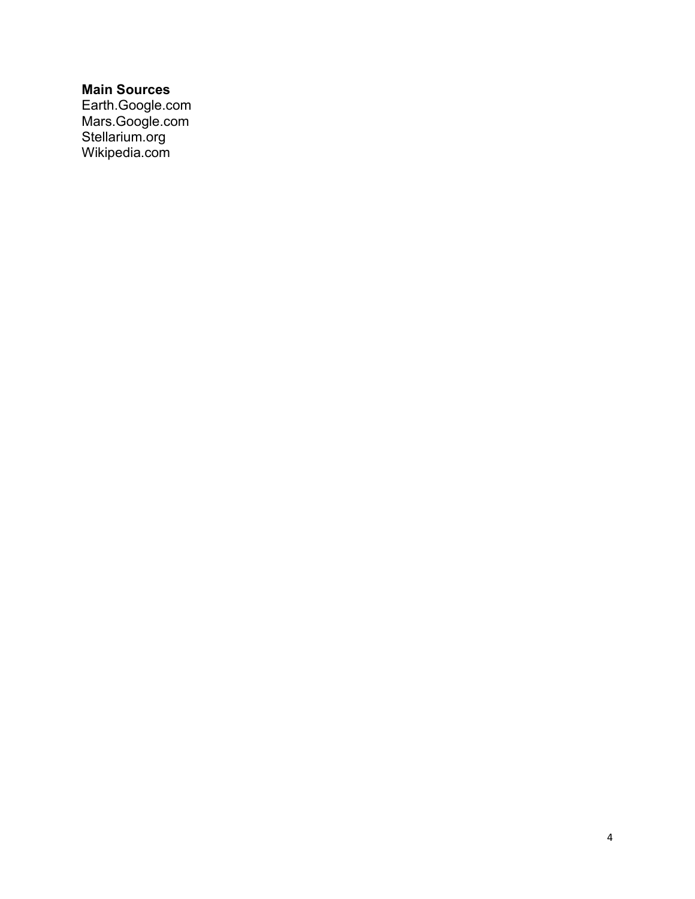**Main Sources**
Earth.Google.com
Mars.Google.com
Stellarium.org
Wikipedia.com